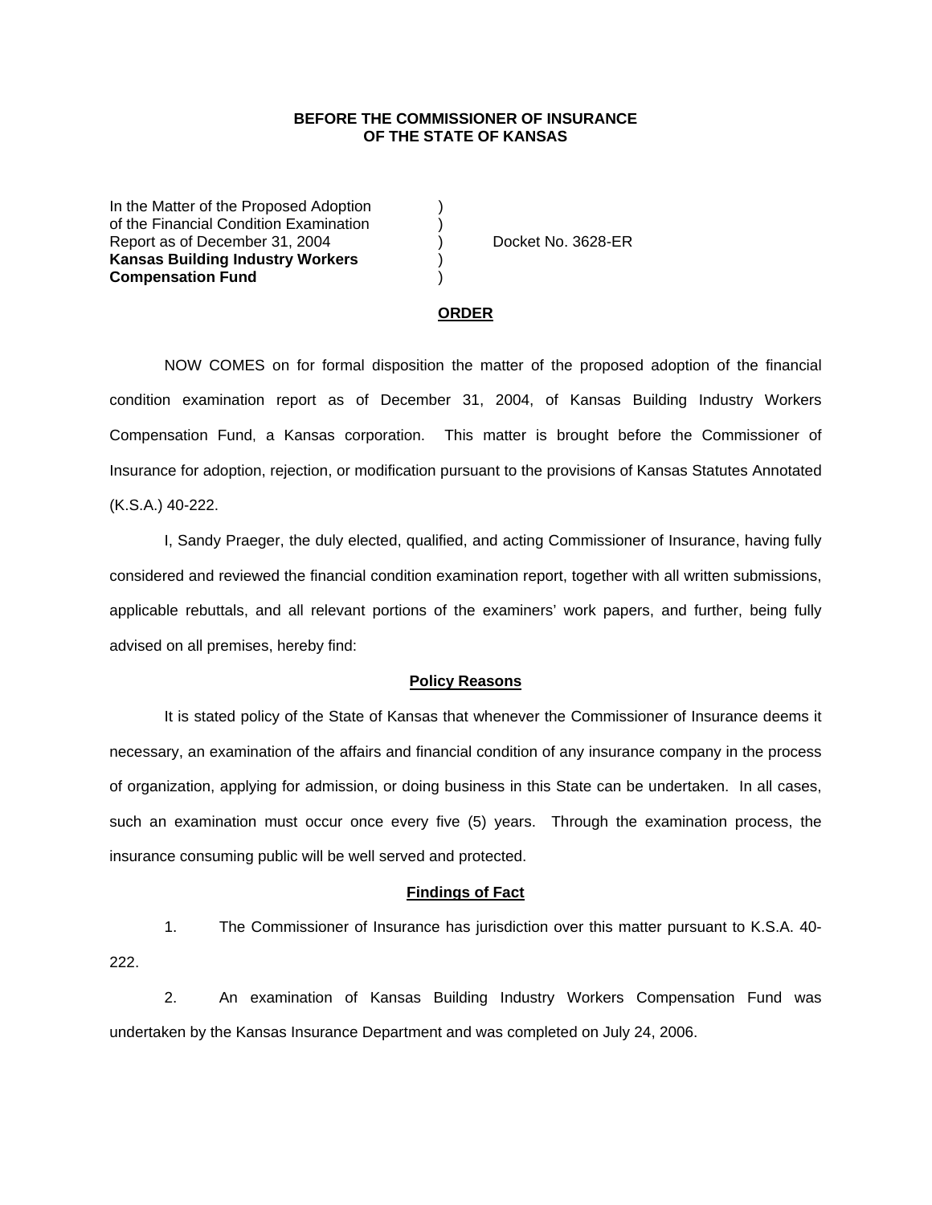**BEFORE THE COMMISSIONER OF INSURANCE**
**OF THE STATE OF KANSAS**

In the Matter of the Proposed Adoption )
of the Financial Condition Examination )
Report as of December 31, 2004 ) Docket No. 3628-ER
**Kansas Building Industry Workers** )
**Compensation Fund** )

## ORDER

NOW COMES on for formal disposition the matter of the proposed adoption of the financial condition examination report as of December 31, 2004, of Kansas Building Industry Workers Compensation Fund, a Kansas corporation. This matter is brought before the Commissioner of Insurance for adoption, rejection, or modification pursuant to the provisions of Kansas Statutes Annotated (K.S.A.) 40-222.

I, Sandy Praeger, the duly elected, qualified, and acting Commissioner of Insurance, having fully considered and reviewed the financial condition examination report, together with all written submissions, applicable rebuttals, and all relevant portions of the examiners' work papers, and further, being fully advised on all premises, hereby find:

### Policy Reasons

It is stated policy of the State of Kansas that whenever the Commissioner of Insurance deems it necessary, an examination of the affairs and financial condition of any insurance company in the process of organization, applying for admission, or doing business in this State can be undertaken. In all cases, such an examination must occur once every five (5) years. Through the examination process, the insurance consuming public will be well served and protected.

### Findings of Fact

1. The Commissioner of Insurance has jurisdiction over this matter pursuant to K.S.A. 40-222.

2. An examination of Kansas Building Industry Workers Compensation Fund was undertaken by the Kansas Insurance Department and was completed on July 24, 2006.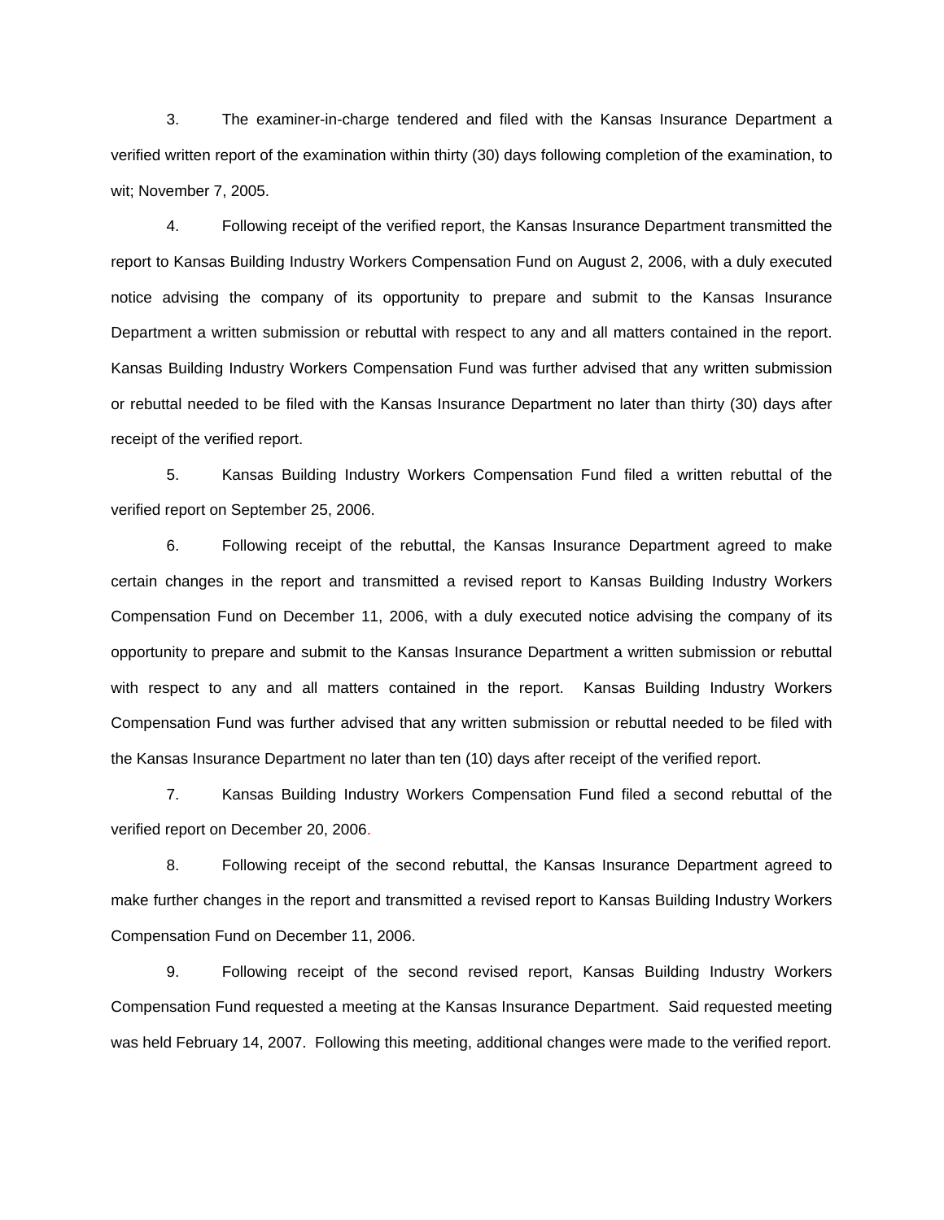3. The examiner-in-charge tendered and filed with the Kansas Insurance Department a verified written report of the examination within thirty (30) days following completion of the examination, to wit; November 7, 2005.

4. Following receipt of the verified report, the Kansas Insurance Department transmitted the report to Kansas Building Industry Workers Compensation Fund on August 2, 2006, with a duly executed notice advising the company of its opportunity to prepare and submit to the Kansas Insurance Department a written submission or rebuttal with respect to any and all matters contained in the report. Kansas Building Industry Workers Compensation Fund was further advised that any written submission or rebuttal needed to be filed with the Kansas Insurance Department no later than thirty (30) days after receipt of the verified report.

5. Kansas Building Industry Workers Compensation Fund filed a written rebuttal of the verified report on September 25, 2006.

6. Following receipt of the rebuttal, the Kansas Insurance Department agreed to make certain changes in the report and transmitted a revised report to Kansas Building Industry Workers Compensation Fund on December 11, 2006, with a duly executed notice advising the company of its opportunity to prepare and submit to the Kansas Insurance Department a written submission or rebuttal with respect to any and all matters contained in the report. Kansas Building Industry Workers Compensation Fund was further advised that any written submission or rebuttal needed to be filed with the Kansas Insurance Department no later than ten (10) days after receipt of the verified report.

7. Kansas Building Industry Workers Compensation Fund filed a second rebuttal of the verified report on December 20, 2006.

8. Following receipt of the second rebuttal, the Kansas Insurance Department agreed to make further changes in the report and transmitted a revised report to Kansas Building Industry Workers Compensation Fund on December 11, 2006.

9. Following receipt of the second revised report, Kansas Building Industry Workers Compensation Fund requested a meeting at the Kansas Insurance Department. Said requested meeting was held February 14, 2007. Following this meeting, additional changes were made to the verified report.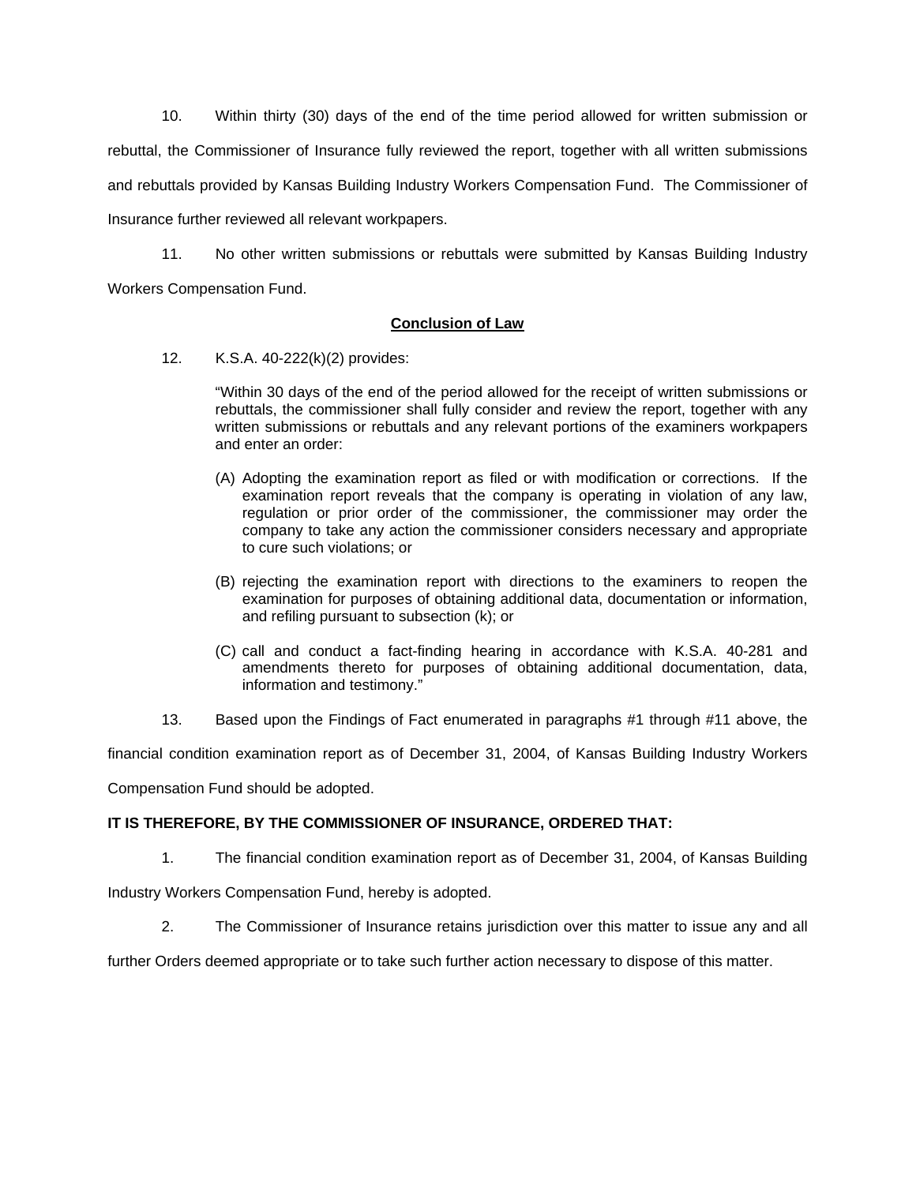10. Within thirty (30) days of the end of the time period allowed for written submission or rebuttal, the Commissioner of Insurance fully reviewed the report, together with all written submissions and rebuttals provided by Kansas Building Industry Workers Compensation Fund. The Commissioner of Insurance further reviewed all relevant workpapers.

11. No other written submissions or rebuttals were submitted by Kansas Building Industry Workers Compensation Fund.

## Conclusion of Law

12. K.S.A. 40-222(k)(2) provides:

> "Within 30 days of the end of the period allowed for the receipt of written submissions or rebuttals, the commissioner shall fully consider and review the report, together with any written submissions or rebuttals and any relevant portions of the examiners workpapers and enter an order:
>
> (A) Adopting the examination report as filed or with modification or corrections. If the examination report reveals that the company is operating in violation of any law, regulation or prior order of the commissioner, the commissioner may order the company to take any action the commissioner considers necessary and appropriate to cure such violations; or
>
> (B) rejecting the examination report with directions to the examiners to reopen the examination for purposes of obtaining additional data, documentation or information, and refiling pursuant to subsection (k); or
>
> (C) call and conduct a fact-finding hearing in accordance with K.S.A. 40-281 and amendments thereto for purposes of obtaining additional documentation, data, information and testimony."

13. Based upon the Findings of Fact enumerated in paragraphs #1 through #11 above, the financial condition examination report as of December 31, 2004, of Kansas Building Industry Workers Compensation Fund should be adopted.

**IT IS THEREFORE, BY THE COMMISSIONER OF INSURANCE, ORDERED THAT:**

1. The financial condition examination report as of December 31, 2004, of Kansas Building Industry Workers Compensation Fund, hereby is adopted.

2. The Commissioner of Insurance retains jurisdiction over this matter to issue any and all further Orders deemed appropriate or to take such further action necessary to dispose of this matter.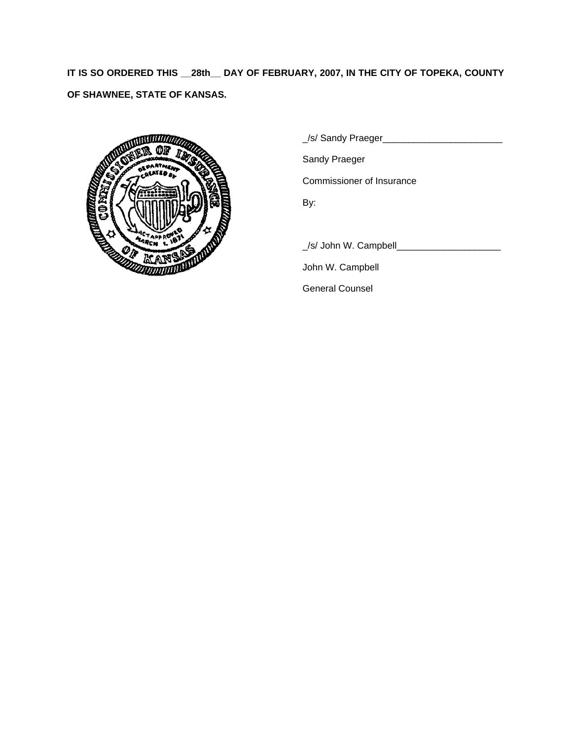**IT IS SO ORDERED THIS __28th__ DAY OF FEBRUARY, 2007, IN THE CITY OF TOPEKA, COUNTY OF SHAWNEE, STATE OF KANSAS.**

_/s/ Sandy Praeger_______________________

Sandy Praeger

Commissioner of Insurance

By:

_/s/ John W. Campbell____________________

John W. Campbell

General Counsel